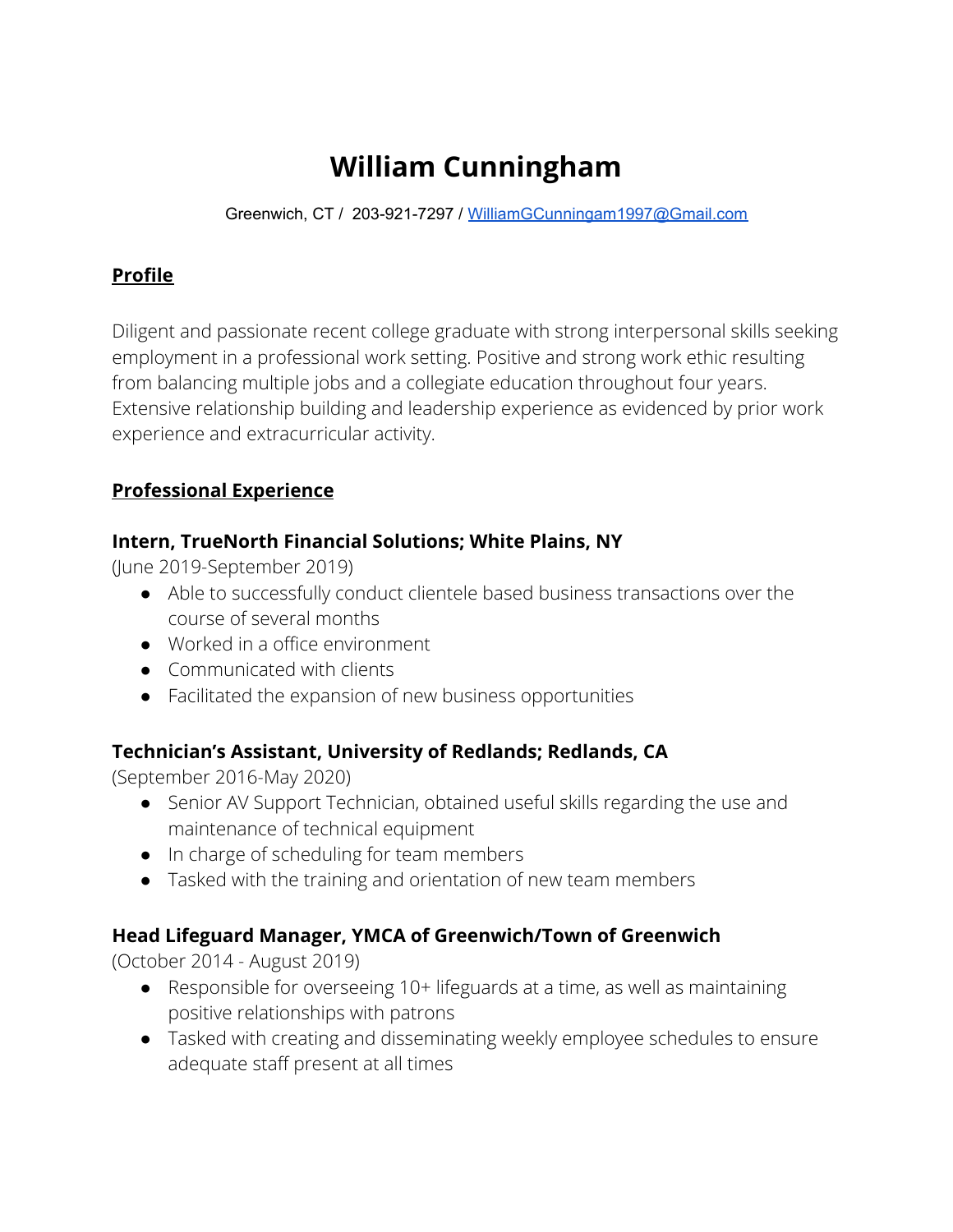# William Cunningham

Greenwich, CT / 203-921-7297 / [WilliamGCunningam1997@Gmail.com](mailto:WilliamGCunningam1997@Gmail.com)

## Profile

Diligent and passionate recent college graduate with strong interpersonal skills seeking employment in a professional work setting. Positive and strong work ethic resulting from balancing multiple jobs and a collegiate education throughout four years. Extensive relationship building and leadership experience as evidenced by prior work experience and extracurricular activity.

## Professional Experience

### Intern, TrueNorth Financial Solutions; White Plains, NY

(June 2019-September 2019)

- Able to successfully conduct clientele based business transactions over the course of several months
- Worked in a office environment
- Communicated with clients
- Facilitated the expansion of new business opportunities

### Technician's Assistant, University of Redlands; Redlands, CA

(September 2016-May 2020)

- Senior AV Support Technician, obtained useful skills regarding the use and maintenance of technical equipment
- In charge of scheduling for team members
- Tasked with the training and orientation of new team members

### Head Lifeguard Manager, YMCA of Greenwich/Town of Greenwich

(October 2014 - August 2019)

- Responsible for overseeing 10+ lifeguards at a time, as well as maintaining positive relationships with patrons
- Tasked with creating and disseminating weekly employee schedules to ensure adequate staff present at all times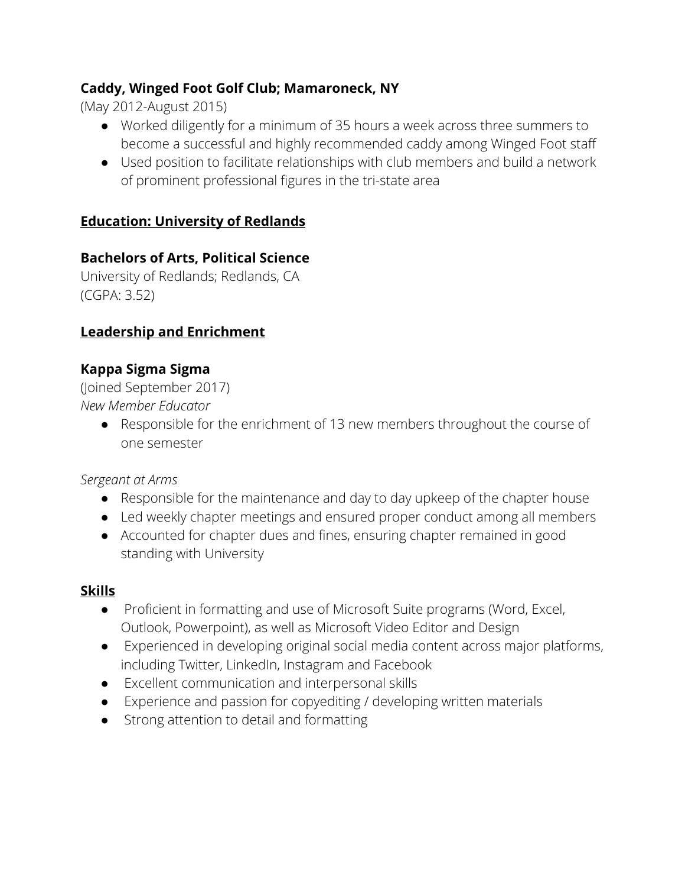**Caddy, Winged Foot Golf Club; Mamaroneck, NY**
(May 2012-August 2015)

- Worked diligently for a minimum of 35 hours a week across three summers to become a successful and highly recommended caddy among Winged Foot staff
- Used position to facilitate relationships with club members and build a network of prominent professional figures in the tri-state area

## **Education: University of Redlands**

**Bachelors of Arts, Political Science**
University of Redlands; Redlands, CA
(CGPA: 3.52)

## **Leadership and Enrichment**

**Kappa Sigma Sigma**
(Joined September 2017)
*New Member Educator*

- Responsible for the enrichment of 13 new members throughout the course of one semester

*Sergeant at Arms*

- Responsible for the maintenance and day to day upkeep of the chapter house
- Led weekly chapter meetings and ensured proper conduct among all members
- Accounted for chapter dues and fines, ensuring chapter remained in good standing with University

## **Skills**

- Proficient in formatting and use of Microsoft Suite programs (Word, Excel, Outlook, Powerpoint), as well as Microsoft Video Editor and Design
- Experienced in developing original social media content across major platforms, including Twitter, LinkedIn, Instagram and Facebook
- Excellent communication and interpersonal skills
- Experience and passion for copyediting / developing written materials
- Strong attention to detail and formatting